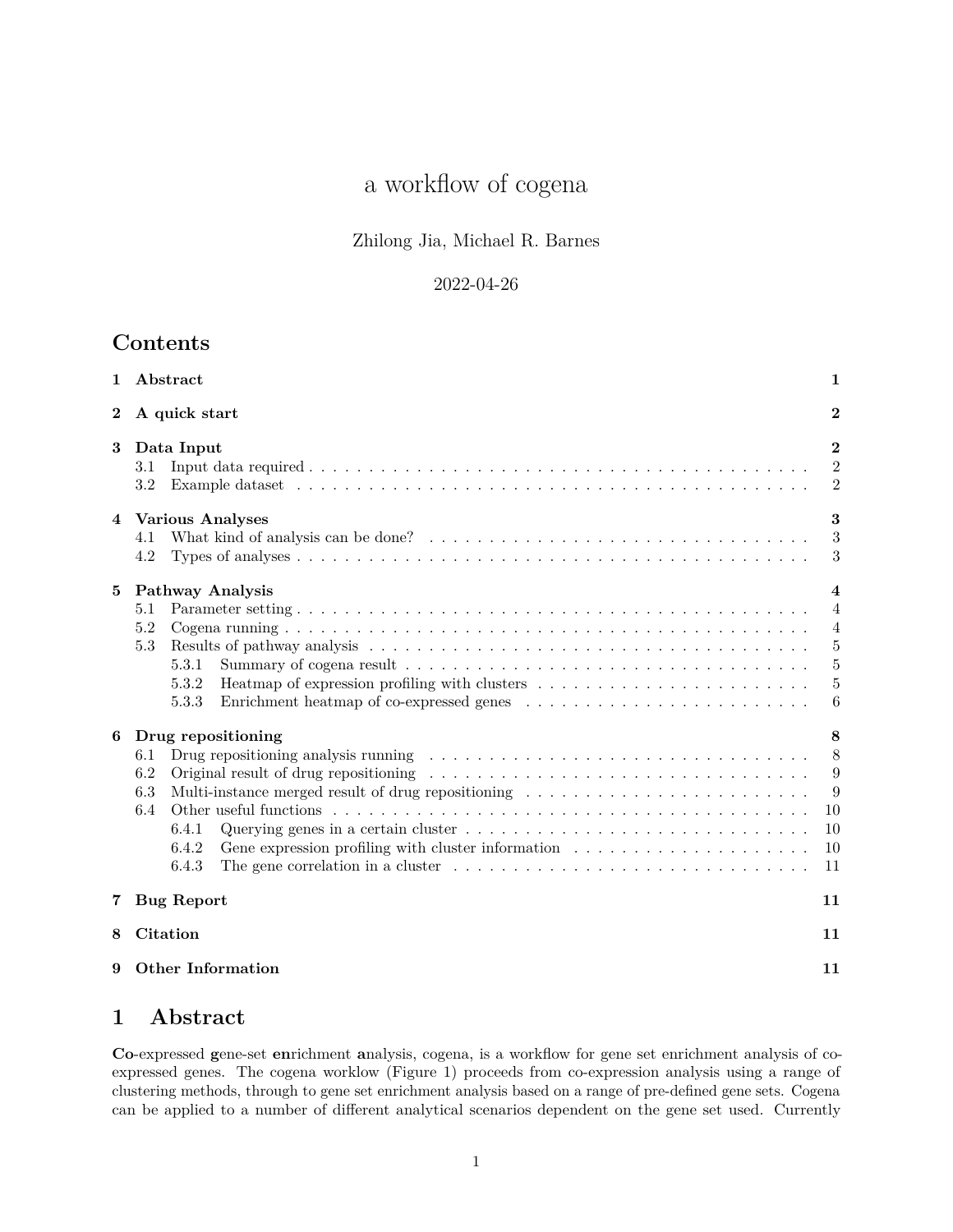# a workflow of cogena

Zhilong Jia, Michael R. Barnes

2022-04-26

## Contents

- 1 Abstract — 1
- 2 A quick start — 2
- 3 Data Input — 2
  - 3.1 Input data required — 2
  - 3.2 Example dataset — 2
- 4 Various Analyses — 3
  - 4.1 What kind of analysis can be done? — 3
  - 4.2 Types of analyses — 3
- 5 Pathway Analysis — 4
  - 5.1 Parameter setting — 4
  - 5.2 Cogena running — 4
  - 5.3 Results of pathway analysis — 5
    - 5.3.1 Summary of cogena result — 5
    - 5.3.2 Heatmap of expression profiling with clusters — 5
    - 5.3.3 Enrichment heatmap of co-expressed genes — 6
- 6 Drug repositioning — 8
  - 6.1 Drug repositioning analysis running — 8
  - 6.2 Original result of drug repositioning — 9
  - 6.3 Multi-instance merged result of drug repositioning — 9
  - 6.4 Other useful functions — 10
    - 6.4.1 Querying genes in a certain cluster — 10
    - 6.4.2 Gene expression profiling with cluster information — 10
    - 6.4.3 The gene correlation in a cluster — 11
- 7 Bug Report — 11
- 8 Citation — 11
- 9 Other Information — 11

## 1 Abstract

**Co**-expressed **g**ene-set **en**richment **a**nalysis, cogena, is a workflow for gene set enrichment analysis of co-expressed genes. The cogena worklow (Figure 1) proceeds from co-expression analysis using a range of clustering methods, through to gene set enrichment analysis based on a range of pre-defined gene sets. Cogena can be applied to a number of different analytical scenarios dependent on the gene set used. Currently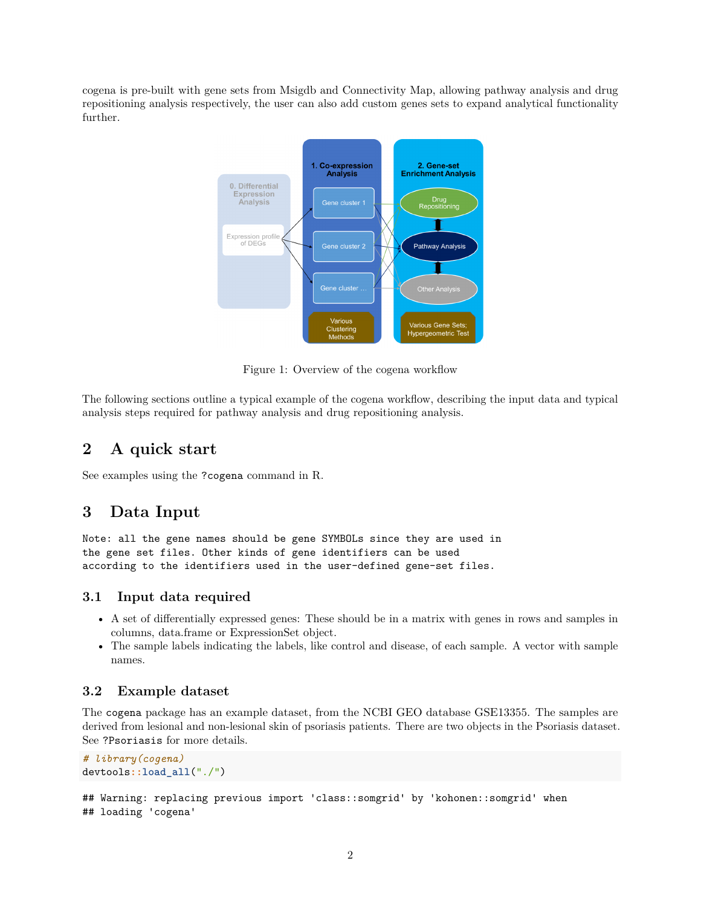cogena is pre-built with gene sets from Msigdb and Connectivity Map, allowing pathway analysis and drug repositioning analysis respectively, the user can also add custom genes sets to expand analytical functionality further.

0. Differential Expression Analysis

Expression profile of DEGs

1. Co-expression Analysis

Gene cluster 1

Gene cluster 2

Gene cluster ...

Various Clustering Methods

2. Gene-set Enrichment Analysis

Drug Repositioning

Pathway Analysis

Other Analysis

Various Gene Sets; Hypergeometric Test

Figure 1: Overview of the cogena workflow

The following sections outline a typical example of the cogena workflow, describing the input data and typical analysis steps required for pathway analysis and drug repositioning analysis.

## 2 A quick start

See examples using the `?cogena` command in R.

## 3 Data Input

```
Note: all the gene names should be gene SYMBOLs since they are used in
the gene set files. Other kinds of gene identifiers can be used
according to the identifiers used in the user-defined gene-set files.
```

### 3.1 Input data required

- A set of differentially expressed genes: These should be in a matrix with genes in rows and samples in columns, data.frame or ExpressionSet object.
- The sample labels indicating the labels, like control and disease, of each sample. A vector with sample names.

### 3.2 Example dataset

The `cogena` package has an example dataset, from the NCBI GEO database GSE13355. The samples are derived from lesional and non-lesional skin of psoriasis patients. There are two objects in the Psoriasis dataset. See `?Psoriasis` for more details.

```
# library(cogena)
devtools::load_all("./")
```

```
## Warning: replacing previous import 'class::somgrid' by 'kohonen::somgrid' when
## loading 'cogena'
```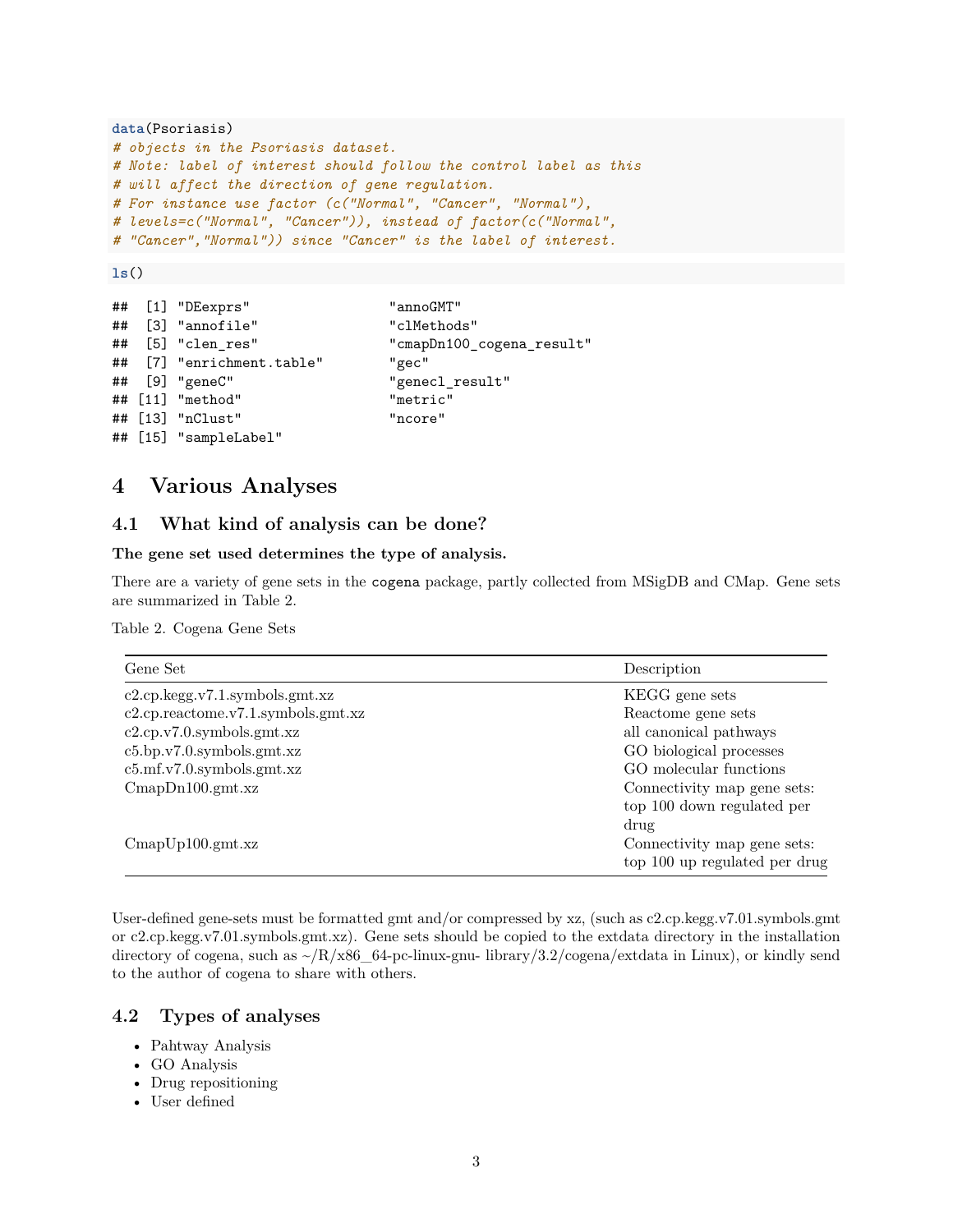```r
data(Psoriasis)
# objects in the Psoriasis dataset.
# Note: label of interest should follow the control label as this
# will affect the direction of gene regulation.
# For instance use factor (c("Normal", "Cancer", "Normal"),
# levels=c("Normal", "Cancer")), instead of factor(c("Normal",
# "Cancer","Normal")) since "Cancer" is the label of interest.
```

```r
ls()
```

```
##  [1] "DEexprs"                  "annoGMT"
##  [3] "annofile"                 "clMethods"
##  [5] "clen_res"                 "cmapDn100_cogena_result"
##  [7] "enrichment.table"         "gec"
##  [9] "geneC"                    "genecl_result"
## [11] "method"                   "metric"
## [13] "nClust"                   "ncore"
## [15] "sampleLabel"
```

# 4 Various Analyses

## 4.1 What kind of analysis can be done?

**The gene set used determines the type of analysis.**

There are a variety of gene sets in the `cogena` package, partly collected from MSigDB and CMap. Gene sets are summarized in Table 2.

Table 2. Cogena Gene Sets

| Gene Set | Description |
|---|---|
| c2.cp.kegg.v7.1.symbols.gmt.xz | KEGG gene sets |
| c2.cp.reactome.v7.1.symbols.gmt.xz | Reactome gene sets |
| c2.cp.v7.0.symbols.gmt.xz | all canonical pathways |
| c5.bp.v7.0.symbols.gmt.xz | GO biological processes |
| c5.mf.v7.0.symbols.gmt.xz | GO molecular functions |
| CmapDn100.gmt.xz | Connectivity map gene sets: top 100 down regulated per drug |
| CmapUp100.gmt.xz | Connectivity map gene sets: top 100 up regulated per drug |

User-defined gene-sets must be formatted gmt and/or compressed by xz, (such as c2.cp.kegg.v7.01.symbols.gmt or c2.cp.kegg.v7.01.symbols.gmt.xz). Gene sets should be copied to the extdata directory in the installation directory of cogena, such as ~/R/x86_64-pc-linux-gnu- library/3.2/cogena/extdata in Linux), or kindly send to the author of cogena to share with others.

## 4.2 Types of analyses

- Pahtway Analysis
- GO Analysis
- Drug repositioning
- User defined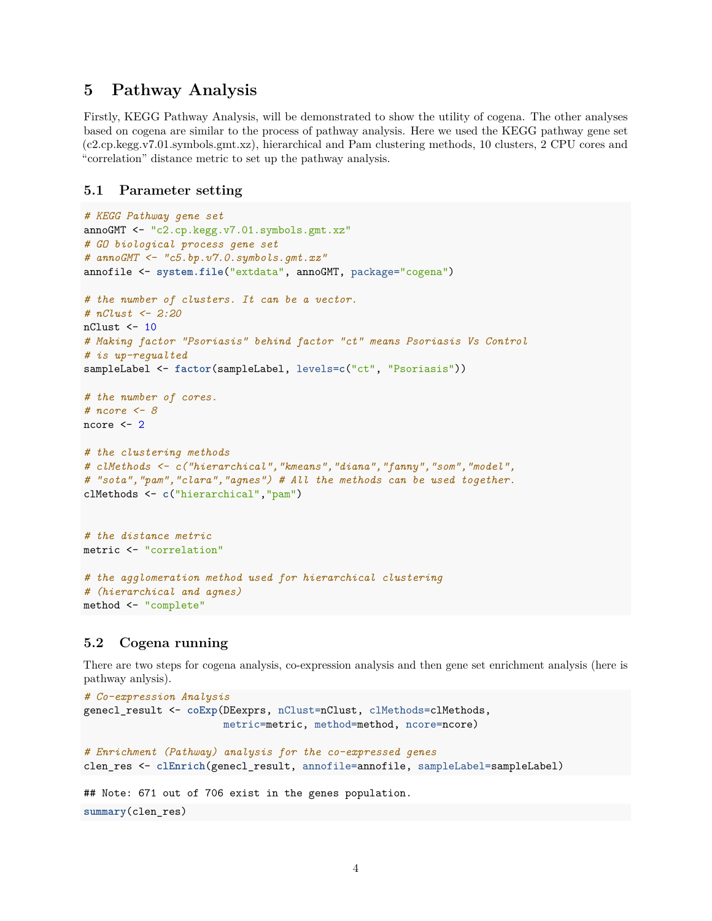# 5 Pathway Analysis

Firstly, KEGG Pathway Analysis, will be demonstrated to show the utility of cogena. The other analyses based on cogena are similar to the process of pathway analysis. Here we used the KEGG pathway gene set (c2.cp.kegg.v7.01.symbols.gmt.xz), hierarchical and Pam clustering methods, 10 clusters, 2 CPU cores and "correlation" distance metric to set up the pathway analysis.

## 5.1 Parameter setting

```
# KEGG Pathway gene set
annoGMT <- "c2.cp.kegg.v7.01.symbols.gmt.xz"
# GO biological process gene set
# annoGMT <- "c5.bp.v7.0.symbols.gmt.xz"
annofile <- system.file("extdata", annoGMT, package="cogena")

# the number of clusters. It can be a vector.
# nClust <- 2:20
nClust <- 10
# Making factor "Psoriasis" behind factor "ct" means Psoriasis Vs Control
# is up-regualted
sampleLabel <- factor(sampleLabel, levels=c("ct", "Psoriasis"))

# the number of cores.
# ncore <- 8
ncore <- 2

# the clustering methods
# clMethods <- c("hierarchical","kmeans","diana","fanny","som","model",
# "sota","pam","clara","agnes") # All the methods can be used together.
clMethods <- c("hierarchical","pam")


# the distance metric
metric <- "correlation"

# the agglomeration method used for hierarchical clustering
# (hierarchical and agnes)
method <- "complete"
```

## 5.2 Cogena running

There are two steps for cogena analysis, co-expression analysis and then gene set enrichment analysis (here is pathway anlysis).

```
# Co-expression Analysis
genecl_result <- coExp(DEexprs, nClust=nClust, clMethods=clMethods,
                       metric=metric, method=method, ncore=ncore)

# Enrichment (Pathway) analysis for the co-expressed genes
clen_res <- clEnrich(genecl_result, annofile=annofile, sampleLabel=sampleLabel)
```

```
## Note: 671 out of 706 exist in the genes population.
```

```
summary(clen_res)
```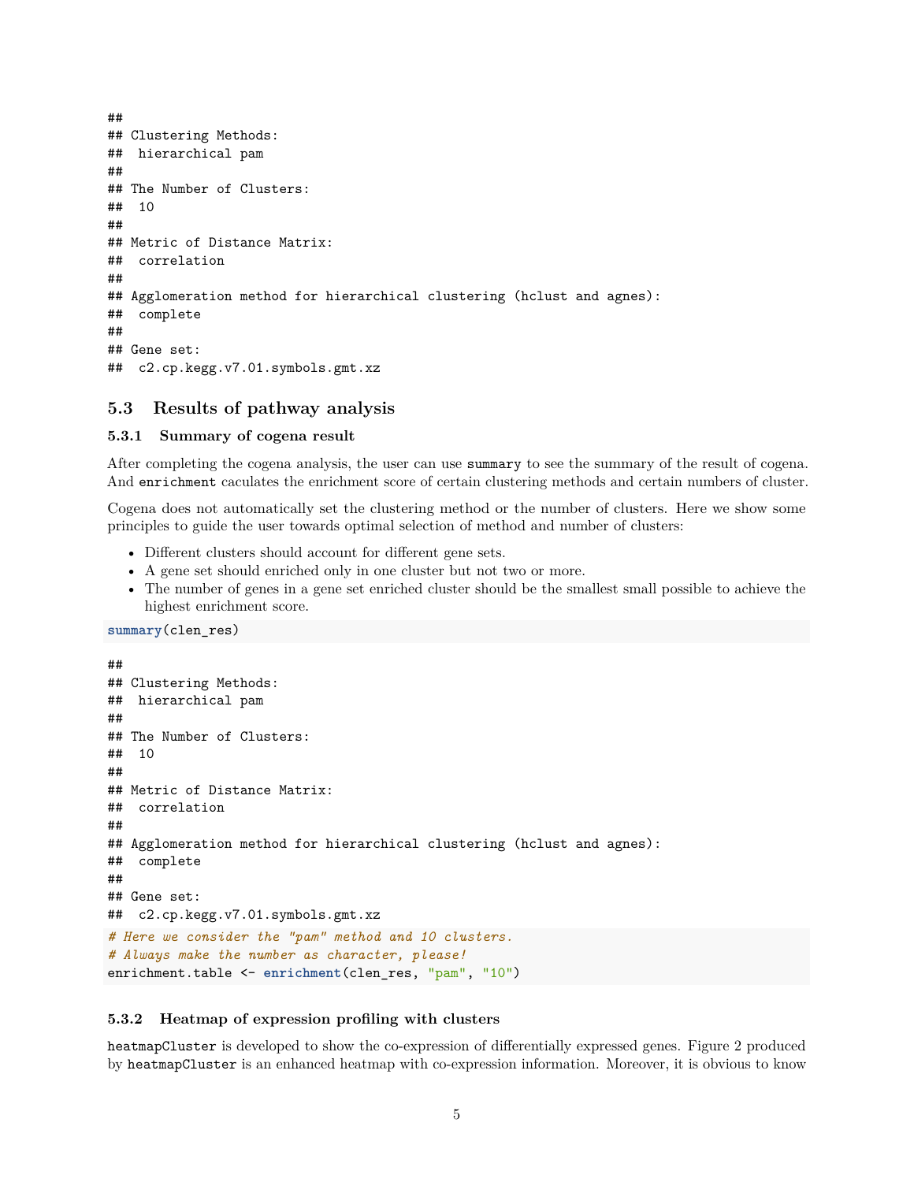```
##
## Clustering Methods:
##  hierarchical pam
##
## The Number of Clusters:
##  10
##
## Metric of Distance Matrix:
##  correlation
##
## Agglomeration method for hierarchical clustering (hclust and agnes):
##  complete
##
## Gene set:
##  c2.cp.kegg.v7.01.symbols.gmt.xz
```

### 5.3 Results of pathway analysis

#### 5.3.1 Summary of cogena result

After completing the cogena analysis, the user can use `summary` to see the summary of the result of cogena. And `enrichment` caculates the enrichment score of certain clustering methods and certain numbers of cluster.

Cogena does not automatically set the clustering method or the number of clusters. Here we show some principles to guide the user towards optimal selection of method and number of clusters:

- Different clusters should account for different gene sets.
- A gene set should enriched only in one cluster but not two or more.
- The number of genes in a gene set enriched cluster should be the smallest small possible to achieve the highest enrichment score.

```
summary(clen_res)
```

```
##
## Clustering Methods:
##  hierarchical pam
##
## The Number of Clusters:
##  10
##
## Metric of Distance Matrix:
##  correlation
##
## Agglomeration method for hierarchical clustering (hclust and agnes):
##  complete
##
## Gene set:
##  c2.cp.kegg.v7.01.symbols.gmt.xz
```

```
# Here we consider the "pam" method and 10 clusters.
# Always make the number as character, please!
enrichment.table <- enrichment(clen_res, "pam", "10")
```

#### 5.3.2 Heatmap of expression profiling with clusters

`heatmapCluster` is developed to show the co-expression of differentially expressed genes. Figure 2 produced by `heatmapCluster` is an enhanced heatmap with co-expression information. Moreover, it is obvious to know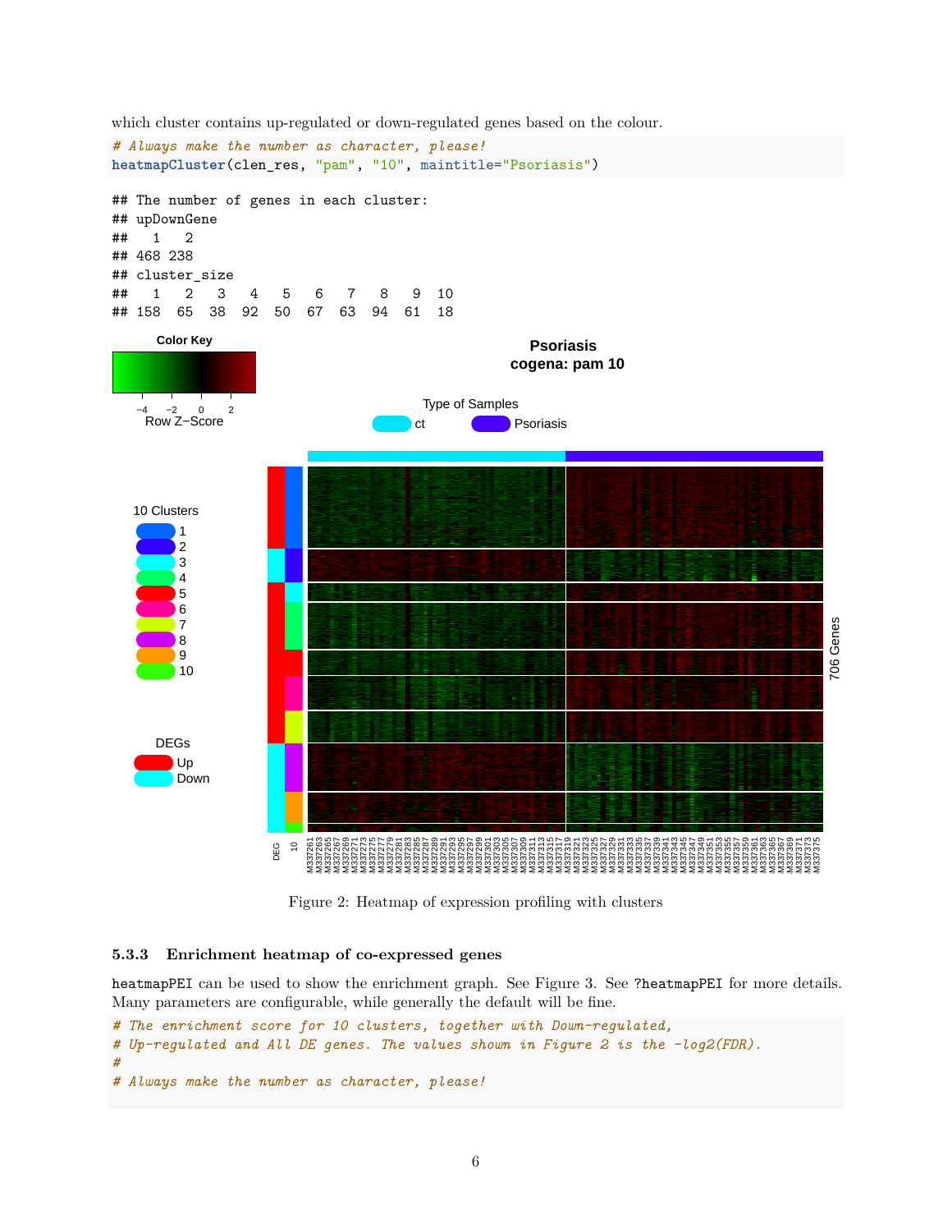which cluster contains up-regulated or down-regulated genes based on the colour.

```
# Always make the number as character, please!
heatmapCluster(clen_res, "pam", "10", maintitle="Psoriasis")
```

```
## The number of genes in each cluster:
## upDownGene
##   1   2
## 468 238
## cluster_size
##   1   2   3   4   5   6   7   8   9  10
## 158  65  38  92  50  67  63  94  61  18
```

Color Key

−4 −2 0 2

Row Z−Score

Psoriasis
cogena: pam 10

Type of Samples

ct Psoriasis

10 Clusters

1
2
3
4
5
6
7
8
9
10

DEGs

Up
Down

706 Genes

DEG 10

M337261 M337263 M337265 M337267 M337269 M337271 M337273 M337275 M337277 M337279 M337281 M337283 M337285 M337287 M337289 M337291 M337293 M337295 M337297 M337299 M337301 M337303 M337305 M337307 M337309 M337311 M337313 M337315 M337317 M337319 M337321 M337323 M337325 M337327 M337329 M337331 M337333 M337335 M337337 M337339 M337341 M337343 M337345 M337347 M337349 M337351 M337353 M337355 M337357 M337359 M337361 M337363 M337365 M337367 M337369 M337371 M337373 M337375

Figure 2: Heatmap of expression profiling with clusters

### 5.3.3 Enrichment heatmap of co-expressed genes

heatmapPEI can be used to show the enrichment graph. See Figure 3. See ?heatmapPEI for more details. Many parameters are configurable, while generally the default will be fine.

```
# The enrichment score for 10 clusters, together with Down-regulated,
# Up-regulated and All DE genes. The values shown in Figure 2 is the -log2(FDR).
#
# Always make the number as character, please!
```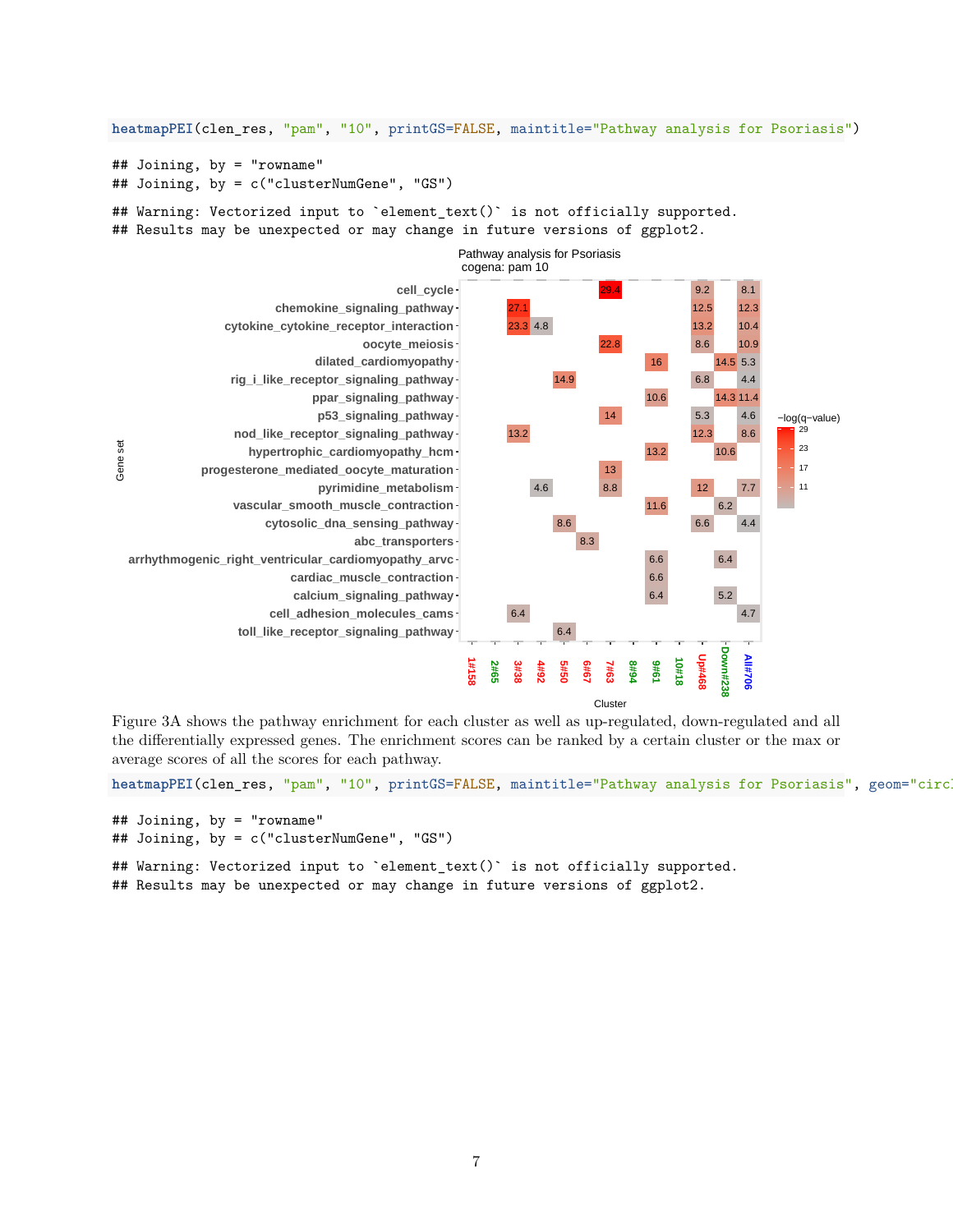```r
heatmapPEI(clen_res, "pam", "10", printGS=FALSE, maintitle="Pathway analysis for Psoriasis")
```

```
## Joining, by = "rowname"
## Joining, by = c("clusterNumGene", "GS")

## Warning: Vectorized input to `element_text()` is not officially supported.
## Results may be unexpected or may change in future versions of ggplot2.
```

Pathway analysis for Psoriasis
cogena: pam 10

Gene set

cell_cycle
chemokine_signaling_pathway
cytokine_cytokine_receptor_interaction
oocyte_meiosis
dilated_cardiomyopathy
rig_i_like_receptor_signaling_pathway
ppar_signaling_pathway
p53_signaling_pathway
nod_like_receptor_signaling_pathway
hypertrophic_cardiomyopathy_hcm
progesterone_mediated_oocyte_maturation
pyrimidine_metabolism
vascular_smooth_muscle_contraction
cytosolic_dna_sensing_pathway
abc_transporters
arrhythmogenic_right_ventricular_cardiomyopathy_arvc
cardiac_muscle_contraction
calcium_signaling_pathway
cell_adhesion_molecules_cams
toll_like_receptor_signaling_pathway

29.4 9.2 8.1
27.1 12.5 12.3
23.3 4.8 13.2 10.4
22.8 8.6 10.9
16 14.5 5.3
14.9 6.8 4.4
10.6 14.3 11.4
14 5.3 4.6
13.2 12.3 8.6
13.2 10.6
13
4.6 8.8 12 7.7
11.6 6.2
8.6 6.6 4.4
8.3
6.6 6.4
6.6
6.4 5.2
6.4 4.7
6.4

Cluster

1#158 2#65 3#38 4#92 5#50 6#67 7#63 8#94 9#61 10#18 Up#468 Down#238 All#706

−log(q−value)
29
23
17
11

Figure 3A shows the pathway enrichment for each cluster as well as up-regulated, down-regulated and all the differentially expressed genes. The enrichment scores can be ranked by a certain cluster or the max or average scores of all the scores for each pathway.

```r
heatmapPEI(clen_res, "pam", "10", printGS=FALSE, maintitle="Pathway analysis for Psoriasis", geom="circl
```

```
## Joining, by = "rowname"
## Joining, by = c("clusterNumGene", "GS")

## Warning: Vectorized input to `element_text()` is not officially supported.
## Results may be unexpected or may change in future versions of ggplot2.
```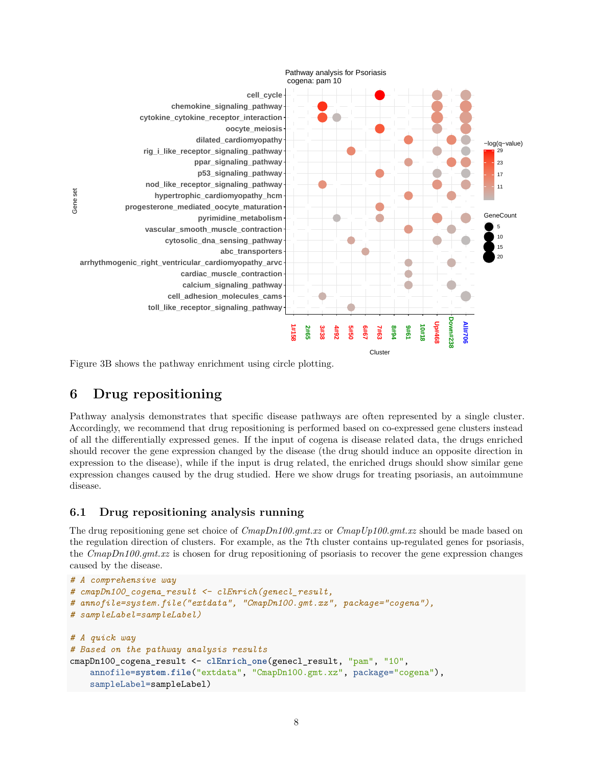Pathway analysis for Psoriasis
cogena: pam 10

Gene set

cell_cycle
chemokine_signaling_pathway
cytokine_cytokine_receptor_interaction
oocyte_meiosis
dilated_cardiomyopathy
rig_i_like_receptor_signaling_pathway
ppar_signaling_pathway
p53_signaling_pathway
nod_like_receptor_signaling_pathway
hypertrophic_cardiomyopathy_hcm
progesterone_mediated_oocyte_maturation
pyrimidine_metabolism
vascular_smooth_muscle_contraction
cytosolic_dna_sensing_pathway
abc_transporters
arrhythmogenic_right_ventricular_cardiomyopathy_arvc
cardiac_muscle_contraction
calcium_signaling_pathway
cell_adhesion_molecules_cams
toll_like_receptor_signaling_pathway

1#158 2#65 3#38 4#92 5#50 6#67 7#63 8#94 9#61 10#18 Up#468 Down#238 All#706

Cluster

−log(q−value)
29
23
17
11

GeneCount
5
10
15
20

Figure 3B shows the pathway enrichment using circle plotting.

# 6 Drug repositioning

Pathway analysis demonstrates that specific disease pathways are often represented by a single cluster. Accordingly, we recommend that drug repositioning is performed based on co-expressed gene clusters instead of all the differentially expressed genes. If the input of cogena is disease related data, the drugs enriched should recover the gene expression changed by the disease (the drug should induce an opposite direction in expression to the disease), while if the input is drug related, the enriched drugs should show similar gene expression changes caused by the drug studied. Here we show drugs for treating psoriasis, an autoimmune disease.

## 6.1 Drug repositioning analysis running

The drug repositioning gene set choice of *CmapDn100.gmt.xz* or *CmapUp100.gmt.xz* should be made based on the regulation direction of clusters. For example, as the 7th cluster contains up-regulated genes for psoriasis, the *CmapDn100.gmt.xz* is chosen for drug repositioning of psoriasis to recover the gene expression changes caused by the disease.

```
# A comprehensive way
# cmapDn100_cogena_result <- clEnrich(genecl_result,
# annofile=system.file("extdata", "CmapDn100.gmt.xz", package="cogena"),
# sampleLabel=sampleLabel)

# A quick way
# Based on the pathway analysis results
cmapDn100_cogena_result <- clEnrich_one(genecl_result, "pam", "10",
    annofile=system.file("extdata", "CmapDn100.gmt.xz", package="cogena"),
    sampleLabel=sampleLabel)
```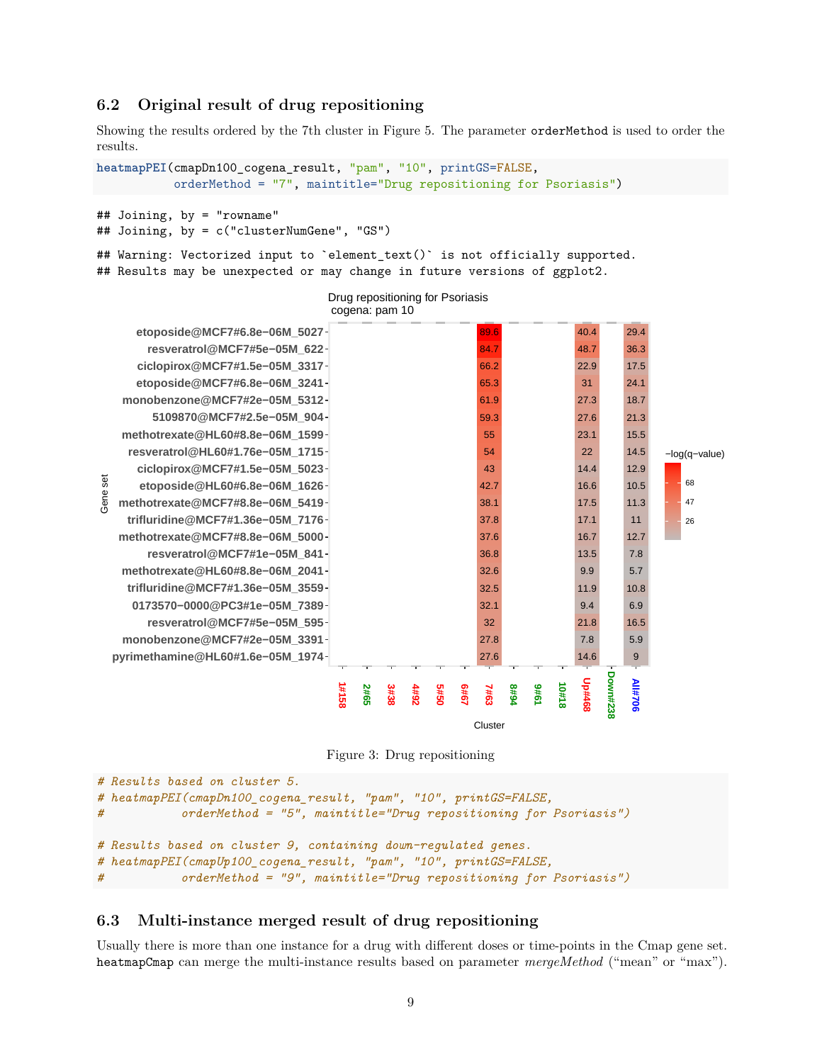## 6.2 Original result of drug repositioning

Showing the results ordered by the 7th cluster in Figure 5. The parameter `orderMethod` is used to order the results.

```
heatmapPEI(cmapDn100_cogena_result, "pam", "10", printGS=FALSE,
           orderMethod = "7", maintitle="Drug repositioning for Psoriasis")
```

```
## Joining, by = "rowname"
## Joining, by = c("clusterNumGene", "GS")
```

```
## Warning: Vectorized input to `element_text()` is not officially supported.
## Results may be unexpected or may change in future versions of ggplot2.
```

Drug repositioning for Psoriasis
cogena: pam 10

Gene set

etoposide@MCF7#6.8e−06M_5027
resveratrol@MCF7#5e−05M_622
ciclopirox@MCF7#1.5e−05M_3317
etoposide@MCF7#6.8e−06M_3241
monobenzone@MCF7#2e−05M_5312
5109870@MCF7#2.5e−05M_904
methotrexate@HL60#8.8e−06M_1599
resveratrol@HL60#1.76e−05M_1715
ciclopirox@MCF7#1.5e−05M_5023
etoposide@HL60#6.8e−06M_1626
methotrexate@MCF7#8.8e−06M_5419
trifluridine@MCF7#1.36e−05M_7176
methotrexate@MCF7#8.8e−06M_5000
resveratrol@MCF7#1e−05M_841
methotrexate@HL60#8.8e−06M_2041
trifluridine@MCF7#1.36e−05M_3559
0173570−0000@PC3#1e−05M_7389
resveratrol@MCF7#5e−05M_595
monobenzone@MCF7#2e−05M_3391
pyrimethamine@HL60#1.6e−05M_1974

7#63: 89.6 84.7 66.2 65.3 61.9 59.3 55 54 43 42.7 38.1 37.8 37.6 36.8 32.6 32.5 32.1 32 27.8 27.6

Up#468: 40.4 48.7 22.9 31 27.3 27.6 23.1 22 14.4 16.6 17.5 17.1 16.7 13.5 9.9 11.9 9.4 21.8 7.8 14.6

All#706: 29.4 36.3 17.5 24.1 18.7 21.3 15.5 14.5 12.9 10.5 11.3 11 12.7 7.8 5.7 10.8 6.9 16.5 5.9 9

Cluster

1#158 2#65 3#38 4#92 5#50 6#67 7#63 8#94 9#61 10#18 Up#468 Down#238 All#706

−log(q−value)
68
47
26

Figure 3: Drug repositioning

```
# Results based on cluster 5.
# heatmapPEI(cmapDn100_cogena_result, "pam", "10", printGS=FALSE,
#            orderMethod = "5", maintitle="Drug repositioning for Psoriasis")

# Results based on cluster 9, containing down-regulated genes.
# heatmapPEI(cmapUp100_cogena_result, "pam", "10", printGS=FALSE,
#            orderMethod = "9", maintitle="Drug repositioning for Psoriasis")
```

## 6.3 Multi-instance merged result of drug repositioning

Usually there is more than one instance for a drug with different doses or time-points in the Cmap gene set. `heatmapCmap` can merge the multi-instance results based on parameter *mergeMethod* ("mean" or "max").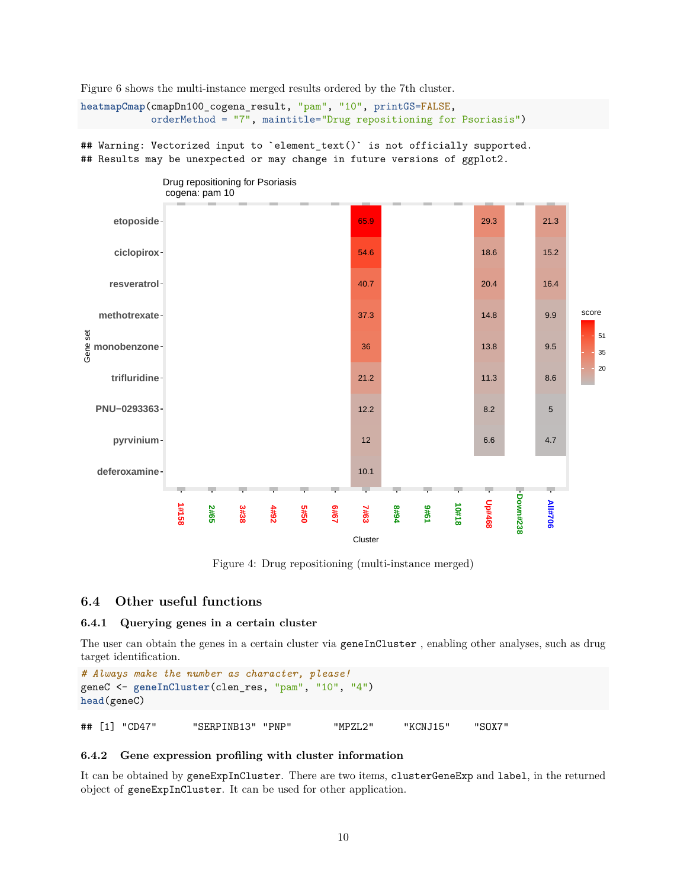Figure 6 shows the multi-instance merged results ordered by the 7th cluster.

```
heatmapCmap(cmapDn100_cogena_result, "pam", "10", printGS=FALSE,
            orderMethod = "7", maintitle="Drug repositioning for Psoriasis")
```

```
## Warning: Vectorized input to `element_text()` is not officially supported.
## Results may be unexpected or may change in future versions of ggplot2.
```

Drug repositioning for Psoriasis
cogena: pam 10

Gene set

etoposide
ciclopirox
resveratrol
methotrexate
monobenzone
trifluridine
PNU−0293363
pyrvinium
deferoxamine

65.9
54.6
40.7
37.3
36
21.2
12.2
12
10.1

29.3
18.6
20.4
14.8
13.8
11.3
8.2
6.6

21.3
15.2
16.4
9.9
9.5
8.6
5
4.7

score
51
35
20

1#158
2#65
3#38
4#92
5#50
6#67
7#63
8#94
9#61
10#18
Up#468
Down#238
All#706

Cluster

Figure 4: Drug repositioning (multi-instance merged)

## 6.4 Other useful functions

### 6.4.1 Querying genes in a certain cluster

The user can obtain the genes in a certain cluster via `geneInCluster` , enabling other analyses, such as drug target identification.

```
# Always make the number as character, please!
geneC <- geneInCluster(clen_res, "pam", "10", "4")
head(geneC)
```

```
## [1] "CD47"     "SERPINB13" "PNP"      "MPZL2"     "KCNJ15"    "SOX7"
```

### 6.4.2 Gene expression profiling with cluster information

It can be obtained by `geneExpInCluster`. There are two items, `clusterGeneExp` and `label`, in the returned object of `geneExpInCluster`. It can be used for other application.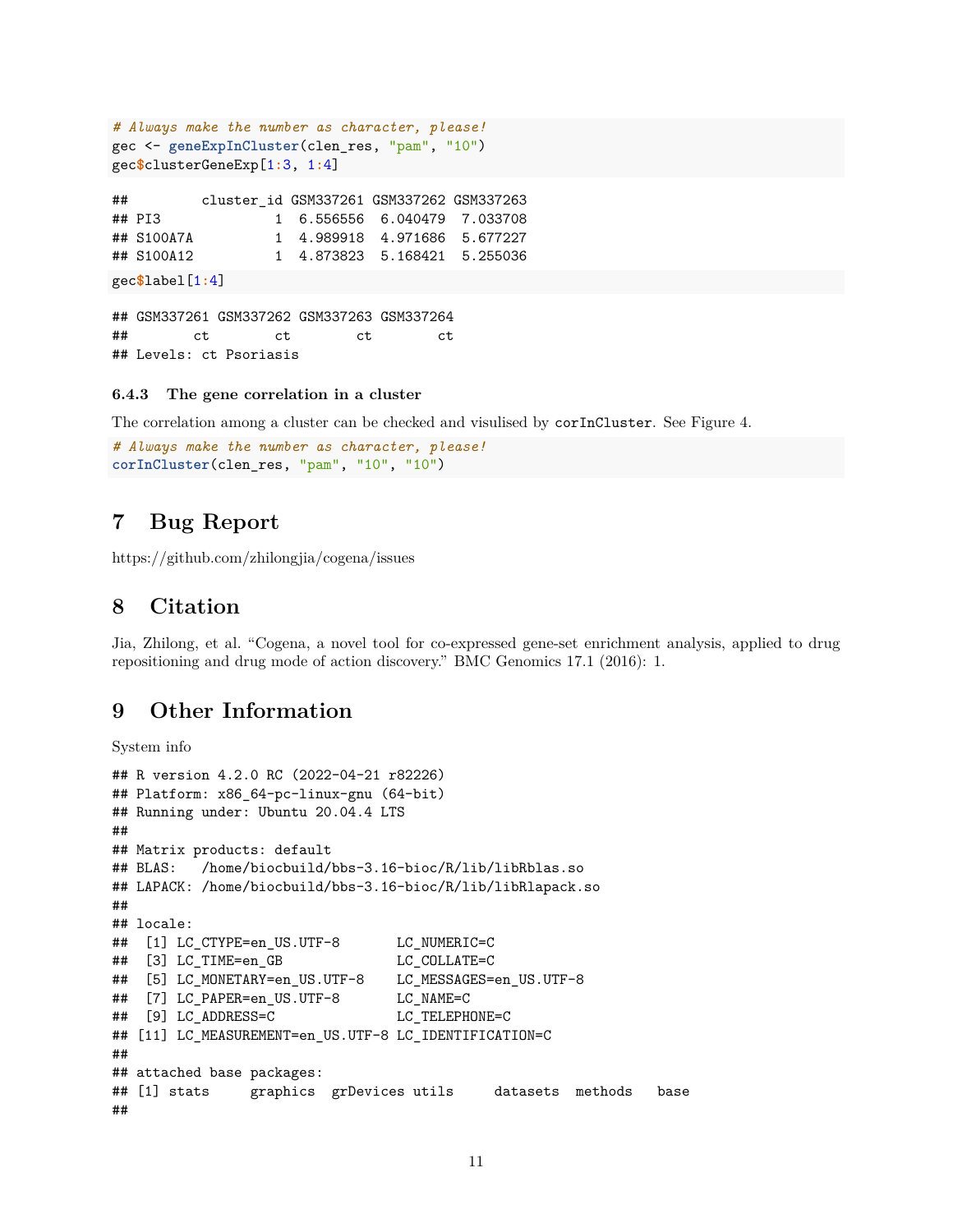```r
# Always make the number as character, please!
gec <- geneExpInCluster(clen_res, "pam", "10")
gec$clusterGeneExp[1:3, 1:4]
```

```
##          cluster_id GSM337261 GSM337262 GSM337263
## PI3               1  6.556556  6.040479  7.033708
## S100A7A           1  4.989918  4.971686  5.677227
## S100A12           1  4.873823  5.168421  5.255036
```

```r
gec$label[1:4]
```

```
## GSM337261 GSM337262 GSM337263 GSM337264
##        ct        ct        ct        ct
## Levels: ct Psoriasis
```

### 6.4.3 The gene correlation in a cluster

The correlation among a cluster can be checked and visulised by `corInCluster`. See Figure 4.

```r
# Always make the number as character, please!
corInCluster(clen_res, "pam", "10", "10")
```

## 7 Bug Report

https://github.com/zhilongjia/cogena/issues

## 8 Citation

Jia, Zhilong, et al. "Cogena, a novel tool for co-expressed gene-set enrichment analysis, applied to drug repositioning and drug mode of action discovery." BMC Genomics 17.1 (2016): 1.

## 9 Other Information

System info

```
## R version 4.2.0 RC (2022-04-21 r82226)
## Platform: x86_64-pc-linux-gnu (64-bit)
## Running under: Ubuntu 20.04.4 LTS
##
## Matrix products: default
## BLAS:   /home/biocbuild/bbs-3.16-bioc/R/lib/libRblas.so
## LAPACK: /home/biocbuild/bbs-3.16-bioc/R/lib/libRlapack.so
##
## locale:
##  [1] LC_CTYPE=en_US.UTF-8       LC_NUMERIC=C
##  [3] LC_TIME=en_GB              LC_COLLATE=C
##  [5] LC_MONETARY=en_US.UTF-8    LC_MESSAGES=en_US.UTF-8
##  [7] LC_PAPER=en_US.UTF-8       LC_NAME=C
##  [9] LC_ADDRESS=C               LC_TELEPHONE=C
## [11] LC_MEASUREMENT=en_US.UTF-8 LC_IDENTIFICATION=C
##
## attached base packages:
## [1] stats     graphics  grDevices utils     datasets  methods   base
##
```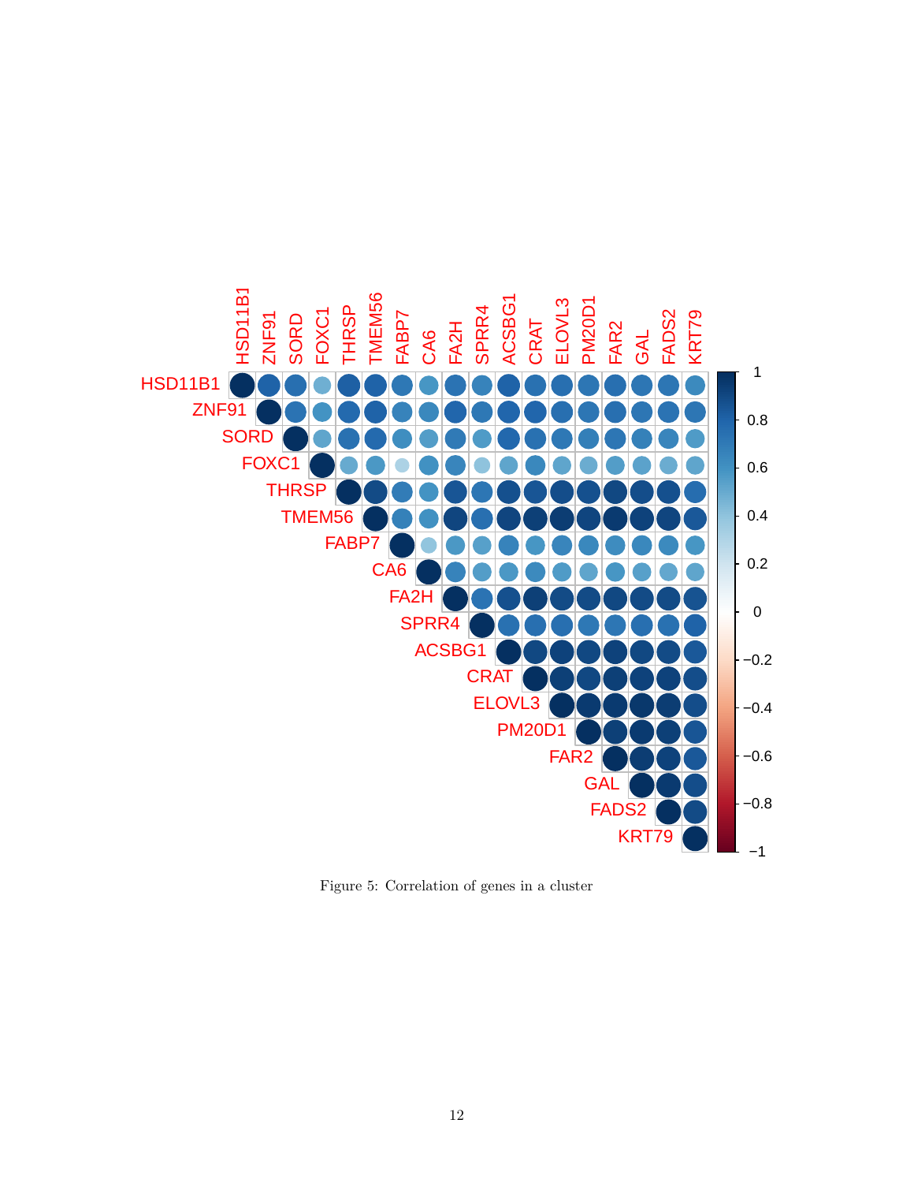HSD11B1 ZNF91 SORD FOXC1 THRSP TMEM56 FABP7 CA6 FA2H SPRR4 ACSBG1 CRAT ELOVL3 PM20D1 FAR2 GAL FADS2 KRT79

HSD11B1
ZNF91
SORD
FOXC1
THRSP
TMEM56
FABP7
CA6
FA2H
SPRR4
ACSBG1
CRAT
ELOVL3
PM20D1
FAR2
GAL
FADS2
KRT79

1
0.8
0.6
0.4
0.2
0
−0.2
−0.4
−0.6
−0.8
−1

Figure 5: Correlation of genes in a cluster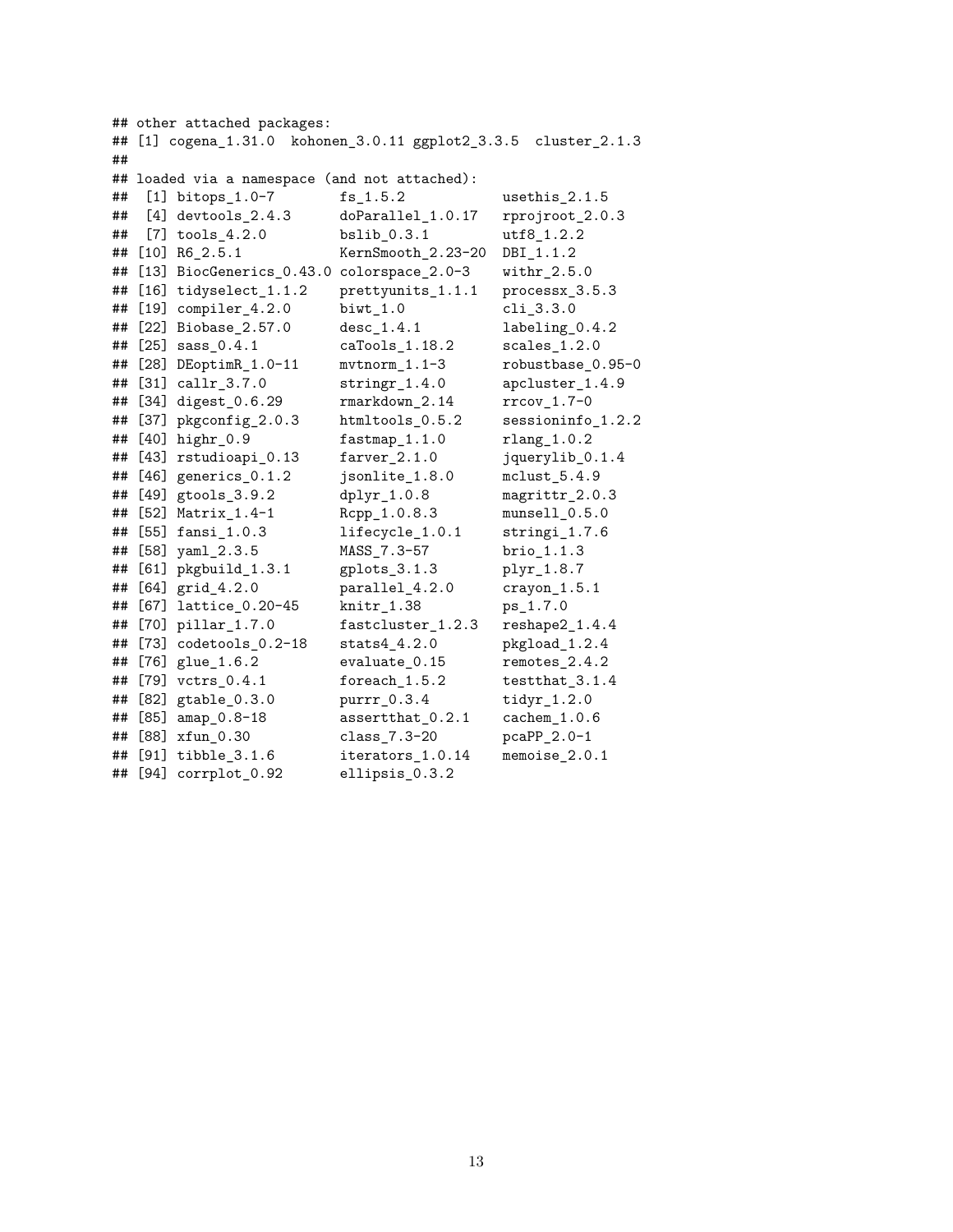```
## other attached packages:
## [1] cogena_1.31.0  kohonen_3.0.11 ggplot2_3.3.5  cluster_2.1.3
##
## loaded via a namespace (and not attached):
##  [1] bitops_1.0-7        fs_1.5.2            usethis_2.1.5
##  [4] devtools_2.4.3      doParallel_1.0.17   rprojroot_2.0.3
##  [7] tools_4.2.0         bslib_0.3.1         utf8_1.2.2
## [10] R6_2.5.1            KernSmooth_2.23-20  DBI_1.1.2
## [13] BiocGenerics_0.43.0 colorspace_2.0-3    withr_2.5.0
## [16] tidyselect_1.1.2    prettyunits_1.1.1   processx_3.5.3
## [19] compiler_4.2.0      biwt_1.0            cli_3.3.0
## [22] Biobase_2.57.0      desc_1.4.1          labeling_0.4.2
## [25] sass_0.4.1          caTools_1.18.2      scales_1.2.0
## [28] DEoptimR_1.0-11     mvtnorm_1.1-3       robustbase_0.95-0
## [31] callr_3.7.0         stringr_1.4.0       apcluster_1.4.9
## [34] digest_0.6.29       rmarkdown_2.14      rrcov_1.7-0
## [37] pkgconfig_2.0.3     htmltools_0.5.2     sessioninfo_1.2.2
## [40] highr_0.9           fastmap_1.1.0       rlang_1.0.2
## [43] rstudioapi_0.13     farver_2.1.0        jquerylib_0.1.4
## [46] generics_0.1.2      jsonlite_1.8.0      mclust_5.4.9
## [49] gtools_3.9.2        dplyr_1.0.8         magrittr_2.0.3
## [52] Matrix_1.4-1        Rcpp_1.0.8.3        munsell_0.5.0
## [55] fansi_1.0.3         lifecycle_1.0.1     stringi_1.7.6
## [58] yaml_2.3.5          MASS_7.3-57         brio_1.1.3
## [61] pkgbuild_1.3.1      gplots_3.1.3        plyr_1.8.7
## [64] grid_4.2.0          parallel_4.2.0      crayon_1.5.1
## [67] lattice_0.20-45     knitr_1.38          ps_1.7.0
## [70] pillar_1.7.0        fastcluster_1.2.3   reshape2_1.4.4
## [73] codetools_0.2-18    stats4_4.2.0        pkgload_1.2.4
## [76] glue_1.6.2          evaluate_0.15       remotes_2.4.2
## [79] vctrs_0.4.1         foreach_1.5.2       testthat_3.1.4
## [82] gtable_0.3.0        purrr_0.3.4         tidyr_1.2.0
## [85] amap_0.8-18         assertthat_0.2.1    cachem_1.0.6
## [88] xfun_0.30           class_7.3-20        pcaPP_2.0-1
## [91] tibble_3.1.6        iterators_1.0.14    memoise_2.0.1
## [94] corrplot_0.92       ellipsis_0.3.2
```